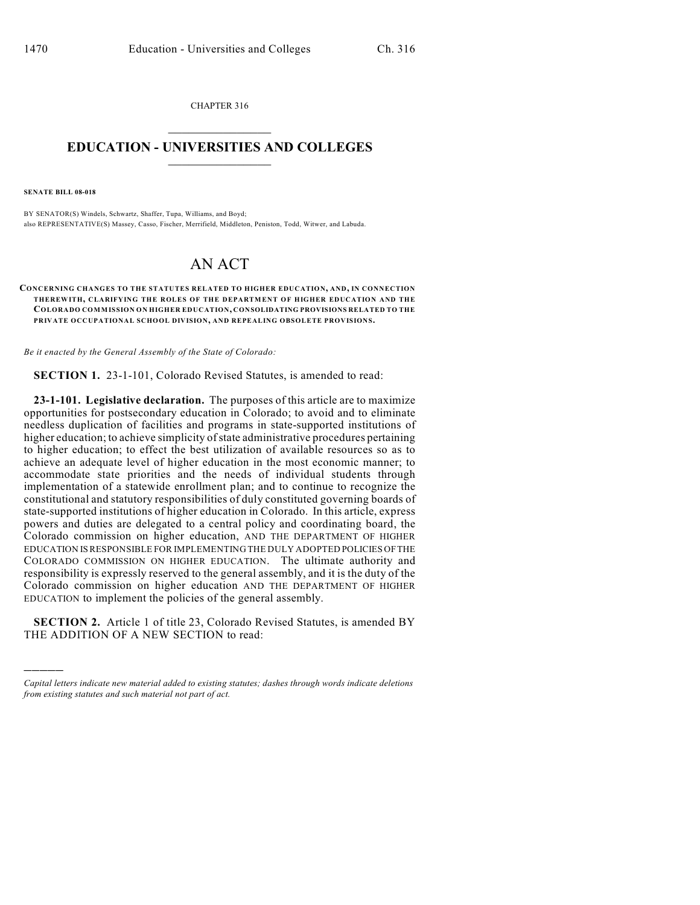CHAPTER 316

# EDUCATION - UNIVERSITIES AND COLLEGES

**SENATE BILL 08-018**

BY SENATOR(S) Windels, Schwartz, Shaffer, Tupa, Williams, and Boyd;
also REPRESENTATIVE(S) Massey, Casso, Fischer, Merrifield, Middleton, Peniston, Todd, Witwer, and Labuda.

# AN ACT

**CONCERNING CHANGES TO THE STATUTES RELATED TO HIGHER EDUCATION, AND, IN CONNECTION THEREWITH, CLARIFYING THE ROLES OF THE DEPARTMENT OF HIGHER EDUCATION AND THE COLORADO COMMISSION ON HIGHER EDUCATION, CONSOLIDATING PROVISIONS RELATED TO THE PRIVATE OCCUPATIONAL SCHOOL DIVISION, AND REPEALING OBSOLETE PROVISIONS.**

*Be it enacted by the General Assembly of the State of Colorado:*

**SECTION 1.** 23-1-101, Colorado Revised Statutes, is amended to read:

**23-1-101. Legislative declaration.** The purposes of this article are to maximize opportunities for postsecondary education in Colorado; to avoid and to eliminate needless duplication of facilities and programs in state-supported institutions of higher education; to achieve simplicity of state administrative procedures pertaining to higher education; to effect the best utilization of available resources so as to achieve an adequate level of higher education in the most economic manner; to accommodate state priorities and the needs of individual students through implementation of a statewide enrollment plan; and to continue to recognize the constitutional and statutory responsibilities of duly constituted governing boards of state-supported institutions of higher education in Colorado. In this article, express powers and duties are delegated to a central policy and coordinating board, the Colorado commission on higher education, AND THE DEPARTMENT OF HIGHER EDUCATION IS RESPONSIBLE FOR IMPLEMENTING THE DULY ADOPTED POLICIES OF THE COLORADO COMMISSION ON HIGHER EDUCATION. The ultimate authority and responsibility is expressly reserved to the general assembly, and it is the duty of the Colorado commission on higher education AND THE DEPARTMENT OF HIGHER EDUCATION to implement the policies of the general assembly.

**SECTION 2.** Article 1 of title 23, Colorado Revised Statutes, is amended BY THE ADDITION OF A NEW SECTION to read:

---

*Capital letters indicate new material added to existing statutes; dashes through words indicate deletions from existing statutes and such material not part of act.*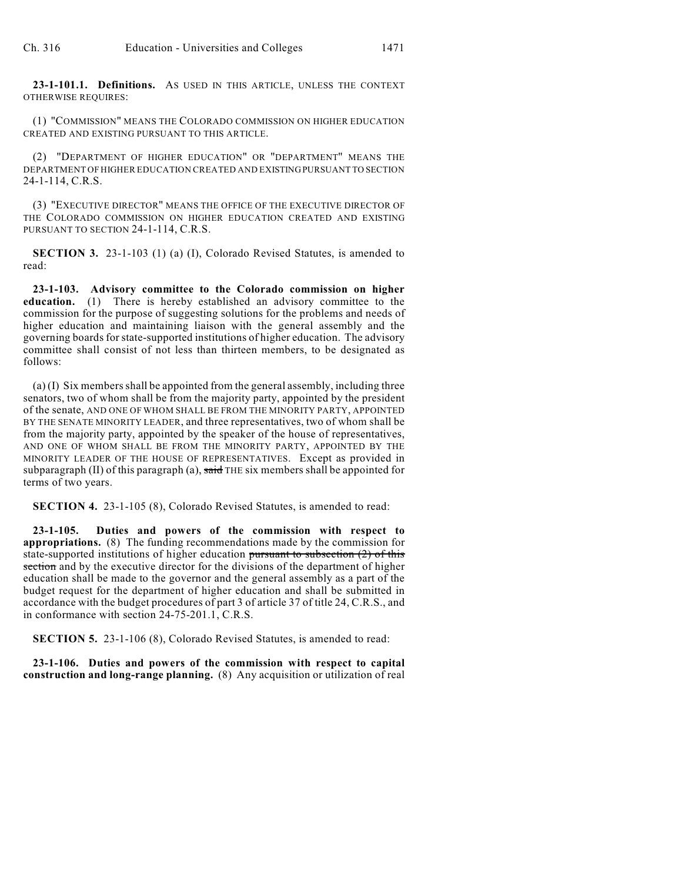**23-1-101.1. Definitions.** AS USED IN THIS ARTICLE, UNLESS THE CONTEXT OTHERWISE REQUIRES:

(1) "COMMISSION" MEANS THE COLORADO COMMISSION ON HIGHER EDUCATION CREATED AND EXISTING PURSUANT TO THIS ARTICLE.

(2) "DEPARTMENT OF HIGHER EDUCATION" OR "DEPARTMENT" MEANS THE DEPARTMENT OF HIGHER EDUCATION CREATED AND EXISTING PURSUANT TO SECTION 24-1-114, C.R.S.

(3) "EXECUTIVE DIRECTOR" MEANS THE OFFICE OF THE EXECUTIVE DIRECTOR OF THE COLORADO COMMISSION ON HIGHER EDUCATION CREATED AND EXISTING PURSUANT TO SECTION 24-1-114, C.R.S.

**SECTION 3.** 23-1-103 (1) (a) (I), Colorado Revised Statutes, is amended to read:

**23-1-103. Advisory committee to the Colorado commission on higher education.** (1) There is hereby established an advisory committee to the commission for the purpose of suggesting solutions for the problems and needs of higher education and maintaining liaison with the general assembly and the governing boards for state-supported institutions of higher education. The advisory committee shall consist of not less than thirteen members, to be designated as follows:

(a) (I) Six members shall be appointed from the general assembly, including three senators, two of whom shall be from the majority party, appointed by the president of the senate, AND ONE OF WHOM SHALL BE FROM THE MINORITY PARTY, APPOINTED BY THE SENATE MINORITY LEADER, and three representatives, two of whom shall be from the majority party, appointed by the speaker of the house of representatives, AND ONE OF WHOM SHALL BE FROM THE MINORITY PARTY, APPOINTED BY THE MINORITY LEADER OF THE HOUSE OF REPRESENTATIVES. Except as provided in subparagraph (II) of this paragraph (a), ~~said~~ THE six members shall be appointed for terms of two years.

**SECTION 4.** 23-1-105 (8), Colorado Revised Statutes, is amended to read:

**23-1-105. Duties and powers of the commission with respect to appropriations.** (8) The funding recommendations made by the commission for state-supported institutions of higher education ~~pursuant to subsection (2) of this section~~ and by the executive director for the divisions of the department of higher education shall be made to the governor and the general assembly as a part of the budget request for the department of higher education and shall be submitted in accordance with the budget procedures of part 3 of article 37 of title 24, C.R.S., and in conformance with section 24-75-201.1, C.R.S.

**SECTION 5.** 23-1-106 (8), Colorado Revised Statutes, is amended to read:

**23-1-106. Duties and powers of the commission with respect to capital construction and long-range planning.** (8) Any acquisition or utilization of real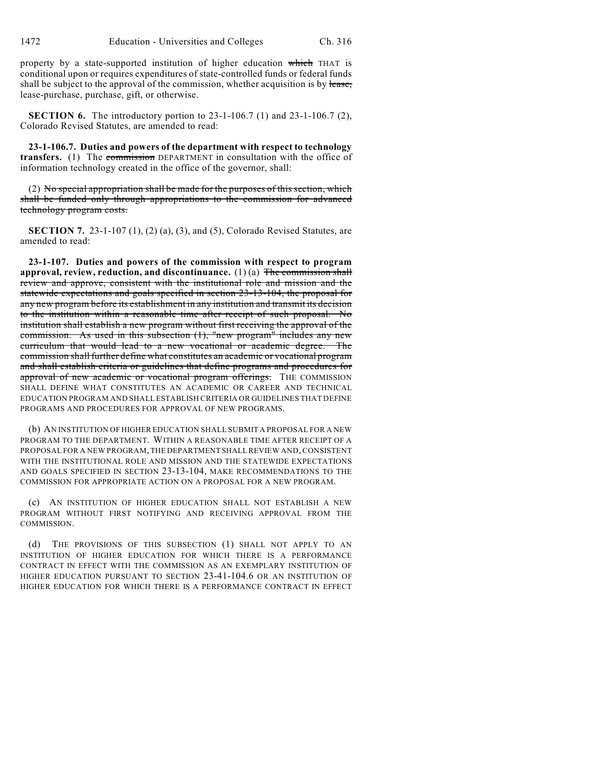property by a state-supported institution of higher education ~~which~~ THAT is conditional upon or requires expenditures of state-controlled funds or federal funds shall be subject to the approval of the commission, whether acquisition is by ~~lease,~~ lease-purchase, purchase, gift, or otherwise.

**SECTION 6.** The introductory portion to 23-1-106.7 (1) and 23-1-106.7 (2), Colorado Revised Statutes, are amended to read:

**23-1-106.7. Duties and powers of the department with respect to technology transfers.** (1) The ~~commission~~ DEPARTMENT in consultation with the office of information technology created in the office of the governor, shall:

(2) ~~No special appropriation shall be made for the purposes of this section, which shall be funded only through appropriations to the commission for advanced technology program costs.~~

**SECTION 7.** 23-1-107 (1), (2) (a), (3), and (5), Colorado Revised Statutes, are amended to read:

**23-1-107. Duties and powers of the commission with respect to program approval, review, reduction, and discontinuance.** (1) (a) ~~The commission shall review and approve, consistent with the institutional role and mission and the statewide expectations and goals specified in section 23-13-104, the proposal for any new program before its establishment in any institution and transmit its decision to the institution within a reasonable time after receipt of such proposal. No institution shall establish a new program without first receiving the approval of the commission. As used in this subsection (1), "new program" includes any new curriculum that would lead to a new vocational or academic degree. The commission shall further define what constitutes an academic or vocational program and shall establish criteria or guidelines that define programs and procedures for approval of new academic or vocational program offerings.~~ THE COMMISSION SHALL DEFINE WHAT CONSTITUTES AN ACADEMIC OR CAREER AND TECHNICAL EDUCATION PROGRAM AND SHALL ESTABLISH CRITERIA OR GUIDELINES THAT DEFINE PROGRAMS AND PROCEDURES FOR APPROVAL OF NEW PROGRAMS.

(b) AN INSTITUTION OF HIGHER EDUCATION SHALL SUBMIT A PROPOSAL FOR A NEW PROGRAM TO THE DEPARTMENT. WITHIN A REASONABLE TIME AFTER RECEIPT OF A PROPOSAL FOR A NEW PROGRAM, THE DEPARTMENT SHALL REVIEW AND, CONSISTENT WITH THE INSTITUTIONAL ROLE AND MISSION AND THE STATEWIDE EXPECTATIONS AND GOALS SPECIFIED IN SECTION 23-13-104, MAKE RECOMMENDATIONS TO THE COMMISSION FOR APPROPRIATE ACTION ON A PROPOSAL FOR A NEW PROGRAM.

(c) AN INSTITUTION OF HIGHER EDUCATION SHALL NOT ESTABLISH A NEW PROGRAM WITHOUT FIRST NOTIFYING AND RECEIVING APPROVAL FROM THE COMMISSION.

(d) THE PROVISIONS OF THIS SUBSECTION (1) SHALL NOT APPLY TO AN INSTITUTION OF HIGHER EDUCATION FOR WHICH THERE IS A PERFORMANCE CONTRACT IN EFFECT WITH THE COMMISSION AS AN EXEMPLARY INSTITUTION OF HIGHER EDUCATION PURSUANT TO SECTION 23-41-104.6 OR AN INSTITUTION OF HIGHER EDUCATION FOR WHICH THERE IS A PERFORMANCE CONTRACT IN EFFECT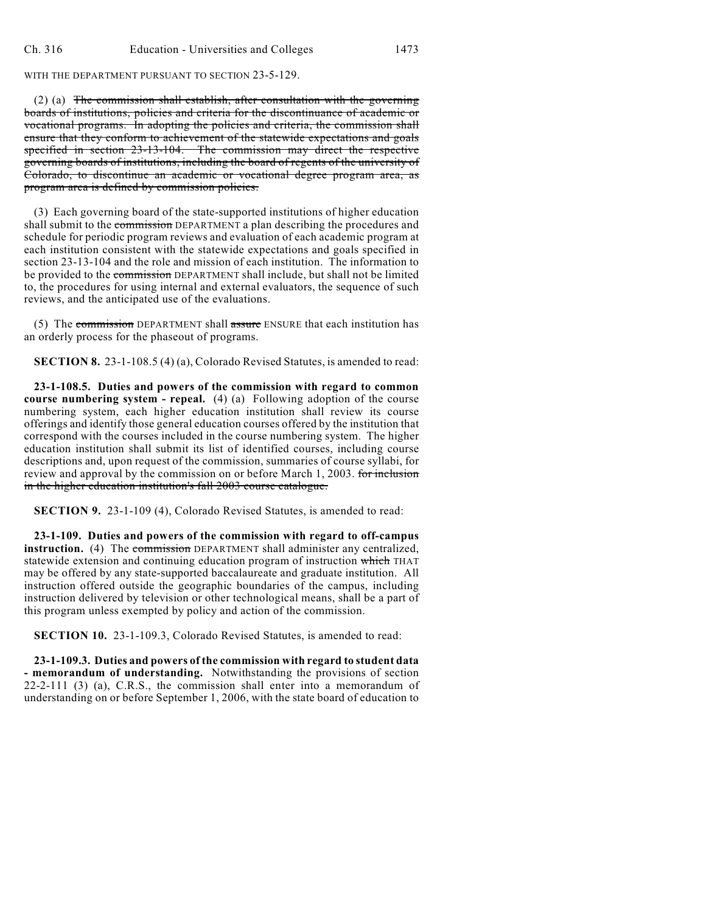WITH THE DEPARTMENT PURSUANT TO SECTION 23-5-129.

(2) (a) ~~The commission shall establish, after consultation with the governing boards of institutions, policies and criteria for the discontinuance of academic or vocational programs. In adopting the policies and criteria, the commission shall ensure that they conform to achievement of the statewide expectations and goals specified in section 23-13-104. The commission may direct the respective governing boards of institutions, including the board of regents of the university of Colorado, to discontinue an academic or vocational degree program area, as program area is defined by commission policies.~~

(3) Each governing board of the state-supported institutions of higher education shall submit to the ~~commission~~ DEPARTMENT a plan describing the procedures and schedule for periodic program reviews and evaluation of each academic program at each institution consistent with the statewide expectations and goals specified in section 23-13-104 and the role and mission of each institution. The information to be provided to the ~~commission~~ DEPARTMENT shall include, but shall not be limited to, the procedures for using internal and external evaluators, the sequence of such reviews, and the anticipated use of the evaluations.

(5) The ~~commission~~ DEPARTMENT shall ~~assure~~ ENSURE that each institution has an orderly process for the phaseout of programs.

**SECTION 8.** 23-1-108.5 (4) (a), Colorado Revised Statutes, is amended to read:

**23-1-108.5. Duties and powers of the commission with regard to common course numbering system - repeal.** (4) (a) Following adoption of the course numbering system, each higher education institution shall review its course offerings and identify those general education courses offered by the institution that correspond with the courses included in the course numbering system. The higher education institution shall submit its list of identified courses, including course descriptions and, upon request of the commission, summaries of course syllabi, for review and approval by the commission on or before March 1, 2003. ~~for inclusion in the higher education institution's fall 2003 course catalogue.~~

**SECTION 9.** 23-1-109 (4), Colorado Revised Statutes, is amended to read:

**23-1-109. Duties and powers of the commission with regard to off-campus instruction.** (4) The ~~commission~~ DEPARTMENT shall administer any centralized, statewide extension and continuing education program of instruction ~~which~~ THAT may be offered by any state-supported baccalaureate and graduate institution. All instruction offered outside the geographic boundaries of the campus, including instruction delivered by television or other technological means, shall be a part of this program unless exempted by policy and action of the commission.

**SECTION 10.** 23-1-109.3, Colorado Revised Statutes, is amended to read:

**23-1-109.3. Duties and powers of the commission with regard to student data - memorandum of understanding.** Notwithstanding the provisions of section 22-2-111 (3) (a), C.R.S., the commission shall enter into a memorandum of understanding on or before September 1, 2006, with the state board of education to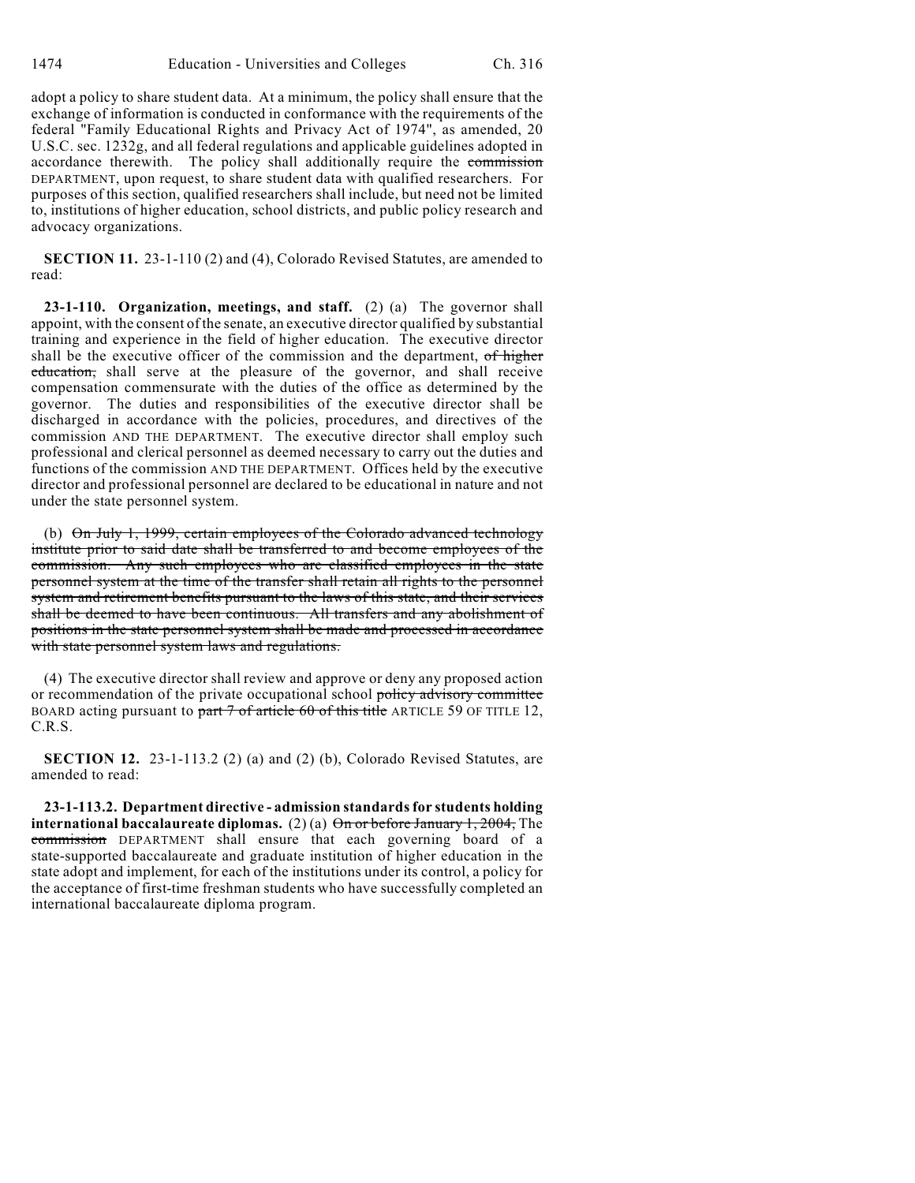adopt a policy to share student data. At a minimum, the policy shall ensure that the exchange of information is conducted in conformance with the requirements of the federal "Family Educational Rights and Privacy Act of 1974", as amended, 20 U.S.C. sec. 1232g, and all federal regulations and applicable guidelines adopted in accordance therewith. The policy shall additionally require the ~~commission~~ DEPARTMENT, upon request, to share student data with qualified researchers. For purposes of this section, qualified researchers shall include, but need not be limited to, institutions of higher education, school districts, and public policy research and advocacy organizations.

**SECTION 11.** 23-1-110 (2) and (4), Colorado Revised Statutes, are amended to read:

**23-1-110. Organization, meetings, and staff.** (2) (a) The governor shall appoint, with the consent of the senate, an executive director qualified by substantial training and experience in the field of higher education. The executive director shall be the executive officer of the commission and the department, ~~of higher education,~~ shall serve at the pleasure of the governor, and shall receive compensation commensurate with the duties of the office as determined by the governor. The duties and responsibilities of the executive director shall be discharged in accordance with the policies, procedures, and directives of the commission AND THE DEPARTMENT. The executive director shall employ such professional and clerical personnel as deemed necessary to carry out the duties and functions of the commission AND THE DEPARTMENT. Offices held by the executive director and professional personnel are declared to be educational in nature and not under the state personnel system.

(b) ~~On July 1, 1999, certain employees of the Colorado advanced technology institute prior to said date shall be transferred to and become employees of the commission. Any such employees who are classified employees in the state personnel system at the time of the transfer shall retain all rights to the personnel system and retirement benefits pursuant to the laws of this state, and their services shall be deemed to have been continuous. All transfers and any abolishment of positions in the state personnel system shall be made and processed in accordance with state personnel system laws and regulations.~~

(4) The executive director shall review and approve or deny any proposed action or recommendation of the private occupational school ~~policy advisory committee~~ BOARD acting pursuant to ~~part 7 of article 60 of this title~~ ARTICLE 59 OF TITLE 12, C.R.S.

**SECTION 12.** 23-1-113.2 (2) (a) and (2) (b), Colorado Revised Statutes, are amended to read:

**23-1-113.2. Department directive - admission standards for students holding international baccalaureate diplomas.** (2) (a) ~~On or before January 1, 2004,~~ The ~~commission~~ DEPARTMENT shall ensure that each governing board of a state-supported baccalaureate and graduate institution of higher education in the state adopt and implement, for each of the institutions under its control, a policy for the acceptance of first-time freshman students who have successfully completed an international baccalaureate diploma program.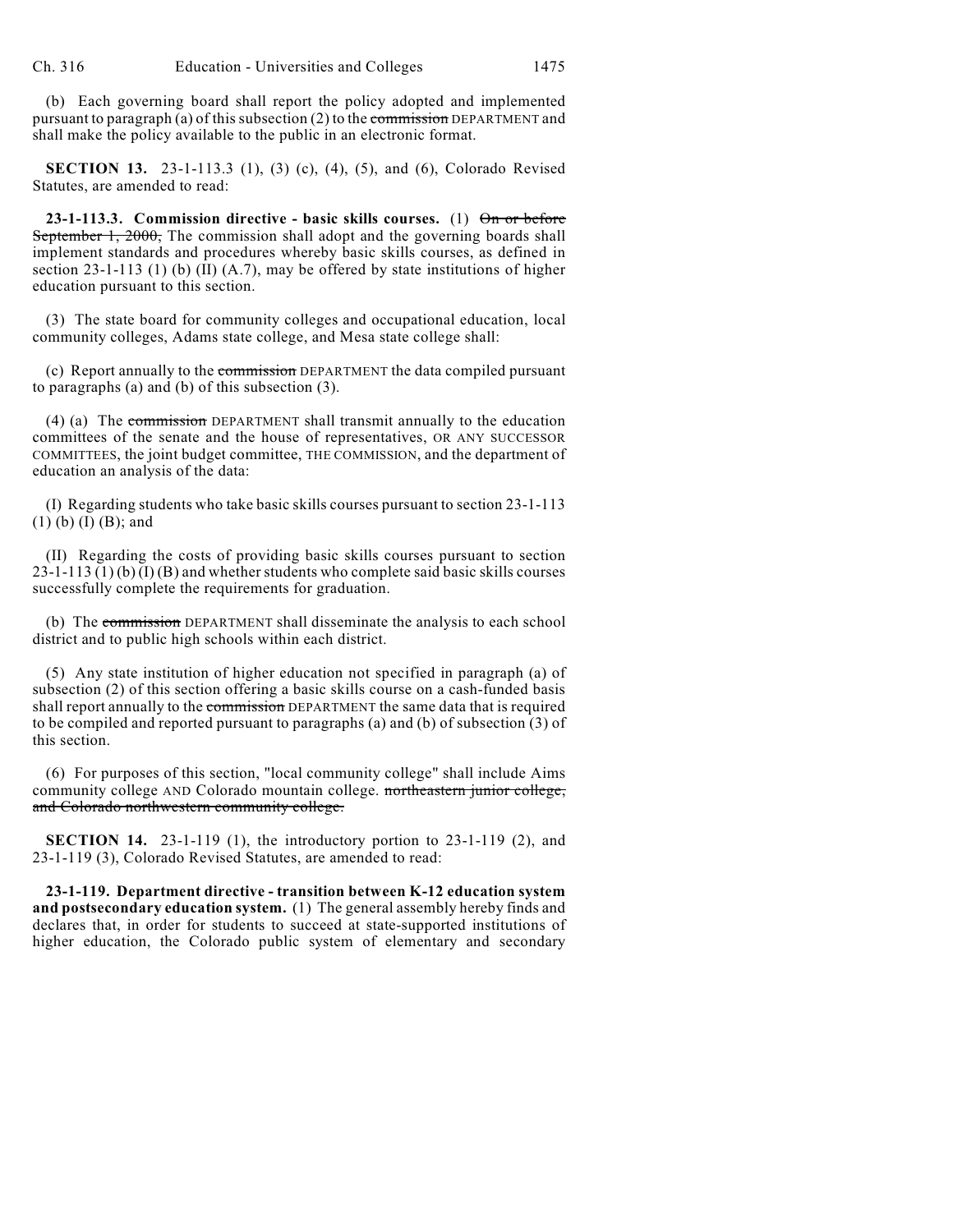(b) Each governing board shall report the policy adopted and implemented pursuant to paragraph (a) of this subsection (2) to the ~~commission~~ DEPARTMENT and shall make the policy available to the public in an electronic format.

**SECTION 13.** 23-1-113.3 (1), (3) (c), (4), (5), and (6), Colorado Revised Statutes, are amended to read:

**23-1-113.3. Commission directive - basic skills courses.** (1) ~~On or before September 1, 2000,~~ The commission shall adopt and the governing boards shall implement standards and procedures whereby basic skills courses, as defined in section 23-1-113 (1) (b) (II) (A.7), may be offered by state institutions of higher education pursuant to this section.

(3) The state board for community colleges and occupational education, local community colleges, Adams state college, and Mesa state college shall:

(c) Report annually to the ~~commission~~ DEPARTMENT the data compiled pursuant to paragraphs (a) and (b) of this subsection (3).

(4) (a) The ~~commission~~ DEPARTMENT shall transmit annually to the education committees of the senate and the house of representatives, OR ANY SUCCESSOR COMMITTEES, the joint budget committee, THE COMMISSION, and the department of education an analysis of the data:

(I) Regarding students who take basic skills courses pursuant to section 23-1-113 (1) (b) (I) (B); and

(II) Regarding the costs of providing basic skills courses pursuant to section 23-1-113 (1) (b) (I) (B) and whether students who complete said basic skills courses successfully complete the requirements for graduation.

(b) The ~~commission~~ DEPARTMENT shall disseminate the analysis to each school district and to public high schools within each district.

(5) Any state institution of higher education not specified in paragraph (a) of subsection (2) of this section offering a basic skills course on a cash-funded basis shall report annually to the ~~commission~~ DEPARTMENT the same data that is required to be compiled and reported pursuant to paragraphs (a) and (b) of subsection (3) of this section.

(6) For purposes of this section, "local community college" shall include Aims community college AND Colorado mountain college. ~~northeastern junior college, and Colorado northwestern community college.~~

**SECTION 14.** 23-1-119 (1), the introductory portion to 23-1-119 (2), and 23-1-119 (3), Colorado Revised Statutes, are amended to read:

**23-1-119. Department directive - transition between K-12 education system and postsecondary education system.** (1) The general assembly hereby finds and declares that, in order for students to succeed at state-supported institutions of higher education, the Colorado public system of elementary and secondary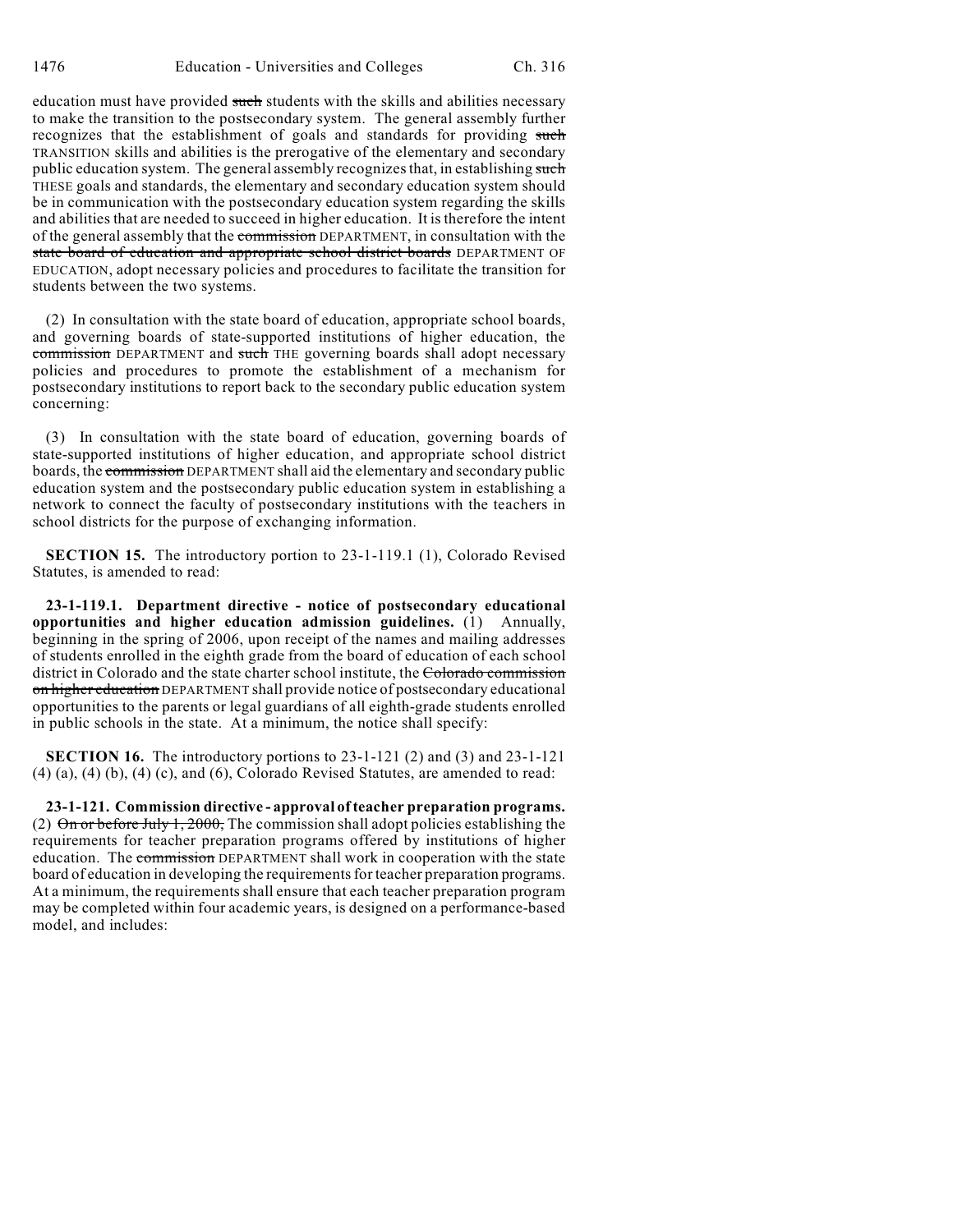education must have provided ~~such~~ students with the skills and abilities necessary to make the transition to the postsecondary system. The general assembly further recognizes that the establishment of goals and standards for providing ~~such~~ TRANSITION skills and abilities is the prerogative of the elementary and secondary public education system. The general assembly recognizes that, in establishing ~~such~~ THESE goals and standards, the elementary and secondary education system should be in communication with the postsecondary education system regarding the skills and abilities that are needed to succeed in higher education. It is therefore the intent of the general assembly that the ~~commission~~ DEPARTMENT, in consultation with the ~~state board of education and appropriate school district boards~~ DEPARTMENT OF EDUCATION, adopt necessary policies and procedures to facilitate the transition for students between the two systems.

(2) In consultation with the state board of education, appropriate school boards, and governing boards of state-supported institutions of higher education, the ~~commission~~ DEPARTMENT and ~~such~~ THE governing boards shall adopt necessary policies and procedures to promote the establishment of a mechanism for postsecondary institutions to report back to the secondary public education system concerning:

(3) In consultation with the state board of education, governing boards of state-supported institutions of higher education, and appropriate school district boards, the ~~commission~~ DEPARTMENT shall aid the elementary and secondary public education system and the postsecondary public education system in establishing a network to connect the faculty of postsecondary institutions with the teachers in school districts for the purpose of exchanging information.

**SECTION 15.** The introductory portion to 23-1-119.1 (1), Colorado Revised Statutes, is amended to read:

**23-1-119.1. Department directive - notice of postsecondary educational opportunities and higher education admission guidelines.** (1) Annually, beginning in the spring of 2006, upon receipt of the names and mailing addresses of students enrolled in the eighth grade from the board of education of each school district in Colorado and the state charter school institute, the ~~Colorado commission on higher education~~ DEPARTMENT shall provide notice of postsecondary educational opportunities to the parents or legal guardians of all eighth-grade students enrolled in public schools in the state. At a minimum, the notice shall specify:

**SECTION 16.** The introductory portions to 23-1-121 (2) and (3) and 23-1-121 (4) (a), (4) (b), (4) (c), and (6), Colorado Revised Statutes, are amended to read:

**23-1-121. Commission directive - approval of teacher preparation programs.** (2) ~~On or before July 1, 2000,~~ The commission shall adopt policies establishing the requirements for teacher preparation programs offered by institutions of higher education. The ~~commission~~ DEPARTMENT shall work in cooperation with the state board of education in developing the requirements for teacher preparation programs. At a minimum, the requirements shall ensure that each teacher preparation program may be completed within four academic years, is designed on a performance-based model, and includes: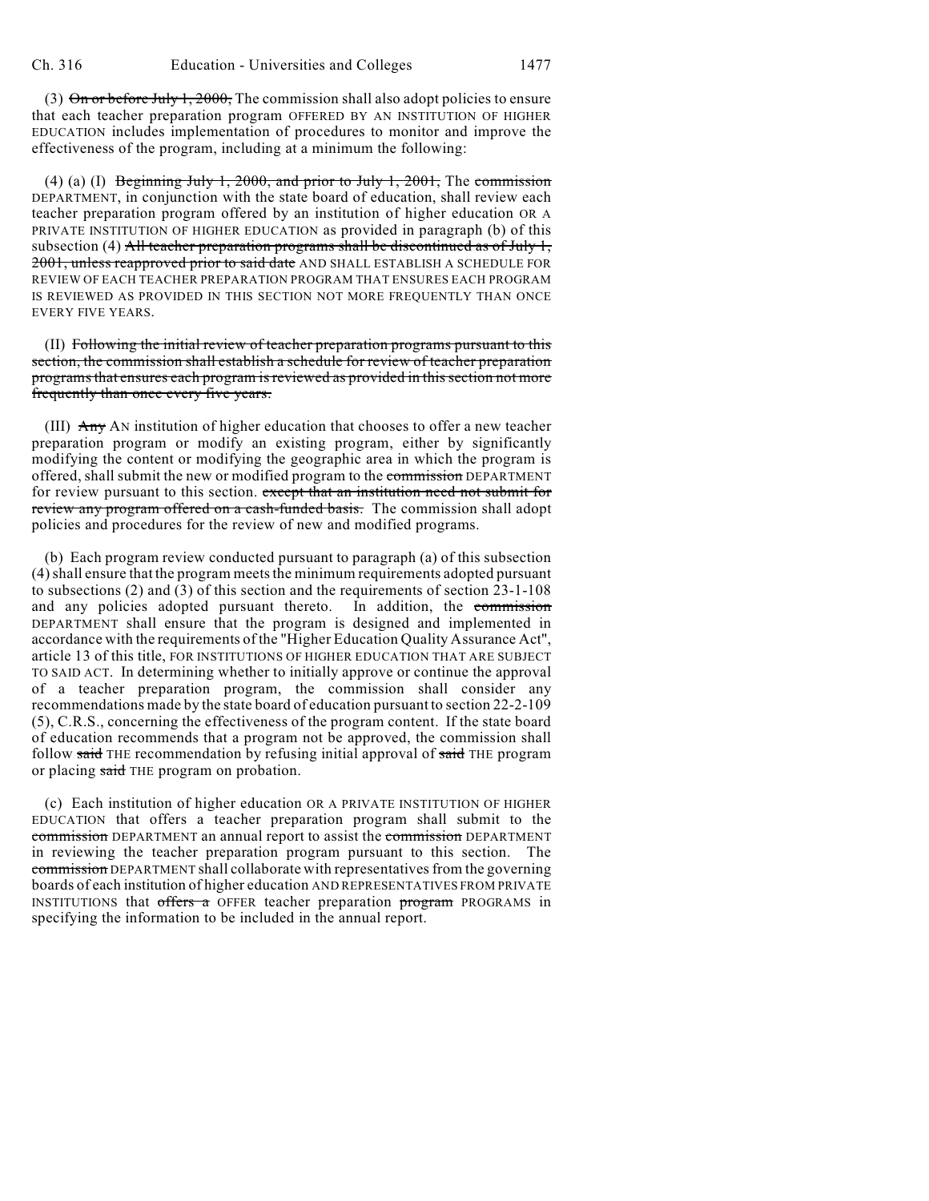(3) ~~On or before July 1, 2000,~~ The commission shall also adopt policies to ensure that each teacher preparation program OFFERED BY AN INSTITUTION OF HIGHER EDUCATION includes implementation of procedures to monitor and improve the effectiveness of the program, including at a minimum the following:

(4) (a) (I) ~~Beginning July 1, 2000, and prior to July 1, 2001,~~ The ~~commission~~ DEPARTMENT, in conjunction with the state board of education, shall review each teacher preparation program offered by an institution of higher education OR A PRIVATE INSTITUTION OF HIGHER EDUCATION as provided in paragraph (b) of this subsection (4) ~~All teacher preparation programs shall be discontinued as of July 1, 2001, unless reapproved prior to said date~~ AND SHALL ESTABLISH A SCHEDULE FOR REVIEW OF EACH TEACHER PREPARATION PROGRAM THAT ENSURES EACH PROGRAM IS REVIEWED AS PROVIDED IN THIS SECTION NOT MORE FREQUENTLY THAN ONCE EVERY FIVE YEARS.

(II) ~~Following the initial review of teacher preparation programs pursuant to this section, the commission shall establish a schedule for review of teacher preparation programs that ensures each program is reviewed as provided in this section not more frequently than once every five years.~~

(III) ~~Any~~ AN institution of higher education that chooses to offer a new teacher preparation program or modify an existing program, either by significantly modifying the content or modifying the geographic area in which the program is offered, shall submit the new or modified program to the ~~commission~~ DEPARTMENT for review pursuant to this section. ~~except that an institution need not submit for review any program offered on a cash-funded basis.~~ The commission shall adopt policies and procedures for the review of new and modified programs.

(b) Each program review conducted pursuant to paragraph (a) of this subsection (4) shall ensure that the program meets the minimum requirements adopted pursuant to subsections (2) and (3) of this section and the requirements of section 23-1-108 and any policies adopted pursuant thereto. In addition, the ~~commission~~ DEPARTMENT shall ensure that the program is designed and implemented in accordance with the requirements of the "Higher Education Quality Assurance Act", article 13 of this title, FOR INSTITUTIONS OF HIGHER EDUCATION THAT ARE SUBJECT TO SAID ACT. In determining whether to initially approve or continue the approval of a teacher preparation program, the commission shall consider any recommendations made by the state board of education pursuant to section 22-2-109 (5), C.R.S., concerning the effectiveness of the program content. If the state board of education recommends that a program not be approved, the commission shall follow ~~said~~ THE recommendation by refusing initial approval of ~~said~~ THE program or placing ~~said~~ THE program on probation.

(c) Each institution of higher education OR A PRIVATE INSTITUTION OF HIGHER EDUCATION that offers a teacher preparation program shall submit to the ~~commission~~ DEPARTMENT an annual report to assist the ~~commission~~ DEPARTMENT in reviewing the teacher preparation program pursuant to this section. The ~~commission~~ DEPARTMENT shall collaborate with representatives from the governing boards of each institution of higher education AND REPRESENTATIVES FROM PRIVATE INSTITUTIONS that ~~offers a~~ OFFER teacher preparation ~~program~~ PROGRAMS in specifying the information to be included in the annual report.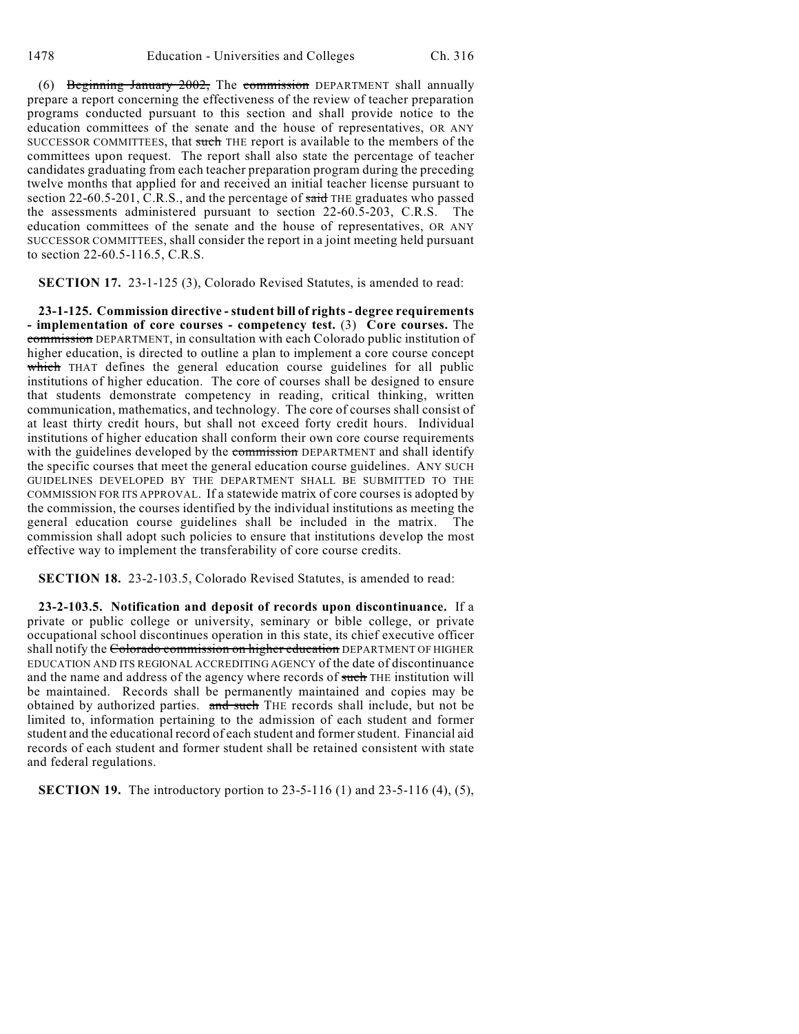(6) ~~Beginning January 2002,~~ The ~~commission~~ DEPARTMENT shall annually prepare a report concerning the effectiveness of the review of teacher preparation programs conducted pursuant to this section and shall provide notice to the education committees of the senate and the house of representatives, OR ANY SUCCESSOR COMMITTEES, that ~~such~~ THE report is available to the members of the committees upon request. The report shall also state the percentage of teacher candidates graduating from each teacher preparation program during the preceding twelve months that applied for and received an initial teacher license pursuant to section 22-60.5-201, C.R.S., and the percentage of ~~said~~ THE graduates who passed the assessments administered pursuant to section 22-60.5-203, C.R.S. The education committees of the senate and the house of representatives, OR ANY SUCCESSOR COMMITTEES, shall consider the report in a joint meeting held pursuant to section 22-60.5-116.5, C.R.S.

**SECTION 17.** 23-1-125 (3), Colorado Revised Statutes, is amended to read:

**23-1-125. Commission directive - student bill of rights - degree requirements - implementation of core courses - competency test.** (3) **Core courses.** The ~~commission~~ DEPARTMENT, in consultation with each Colorado public institution of higher education, is directed to outline a plan to implement a core course concept ~~which~~ THAT defines the general education course guidelines for all public institutions of higher education. The core of courses shall be designed to ensure that students demonstrate competency in reading, critical thinking, written communication, mathematics, and technology. The core of courses shall consist of at least thirty credit hours, but shall not exceed forty credit hours. Individual institutions of higher education shall conform their own core course requirements with the guidelines developed by the ~~commission~~ DEPARTMENT and shall identify the specific courses that meet the general education course guidelines. ANY SUCH GUIDELINES DEVELOPED BY THE DEPARTMENT SHALL BE SUBMITTED TO THE COMMISSION FOR ITS APPROVAL. If a statewide matrix of core courses is adopted by the commission, the courses identified by the individual institutions as meeting the general education course guidelines shall be included in the matrix. The commission shall adopt such policies to ensure that institutions develop the most effective way to implement the transferability of core course credits.

**SECTION 18.** 23-2-103.5, Colorado Revised Statutes, is amended to read:

**23-2-103.5. Notification and deposit of records upon discontinuance.** If a private or public college or university, seminary or bible college, or private occupational school discontinues operation in this state, its chief executive officer shall notify the ~~Colorado commission on higher education~~ DEPARTMENT OF HIGHER EDUCATION AND ITS REGIONAL ACCREDITING AGENCY of the date of discontinuance and the name and address of the agency where records of ~~such~~ THE institution will be maintained. Records shall be permanently maintained and copies may be obtained by authorized parties. ~~and such~~ THE records shall include, but not be limited to, information pertaining to the admission of each student and former student and the educational record of each student and former student. Financial aid records of each student and former student shall be retained consistent with state and federal regulations.

**SECTION 19.** The introductory portion to 23-5-116 (1) and 23-5-116 (4), (5),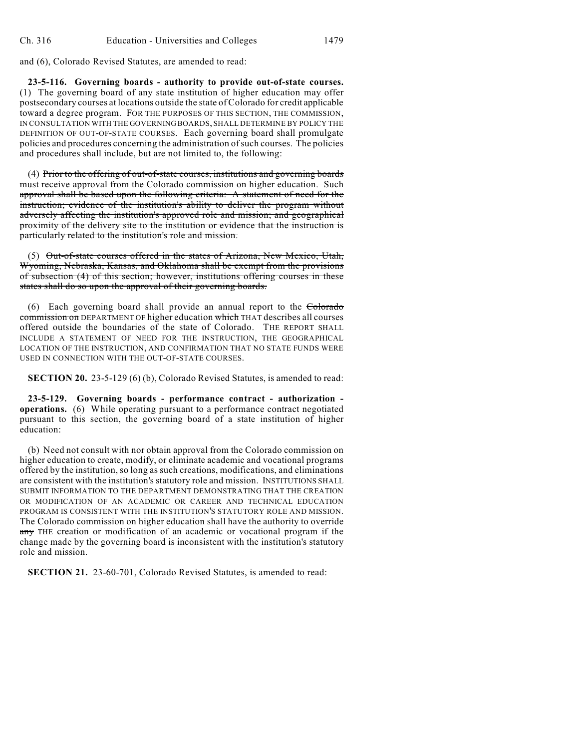and (6), Colorado Revised Statutes, are amended to read:

**23-5-116. Governing boards - authority to provide out-of-state courses.** (1) The governing board of any state institution of higher education may offer postsecondary courses at locations outside the state of Colorado for credit applicable toward a degree program. FOR THE PURPOSES OF THIS SECTION, THE COMMISSION, IN CONSULTATION WITH THE GOVERNING BOARDS, SHALL DETERMINE BY POLICY THE DEFINITION OF OUT-OF-STATE COURSES. Each governing board shall promulgate policies and procedures concerning the administration of such courses. The policies and procedures shall include, but are not limited to, the following:

(4) ~~Prior to the offering of out-of-state courses, institutions and governing boards must receive approval from the Colorado commission on higher education. Such approval shall be based upon the following criteria: A statement of need for the instruction; evidence of the institution's ability to deliver the program without adversely affecting the institution's approved role and mission; and geographical proximity of the delivery site to the institution or evidence that the instruction is particularly related to the institution's role and mission.~~

(5) ~~Out-of-state courses offered in the states of Arizona, New Mexico, Utah, Wyoming, Nebraska, Kansas, and Oklahoma shall be exempt from the provisions of subsection (4) of this section; however, institutions offering courses in these states shall do so upon the approval of their governing boards.~~

(6) Each governing board shall provide an annual report to the ~~Colorado commission on~~ DEPARTMENT OF higher education ~~which~~ THAT describes all courses offered outside the boundaries of the state of Colorado. THE REPORT SHALL INCLUDE A STATEMENT OF NEED FOR THE INSTRUCTION, THE GEOGRAPHICAL LOCATION OF THE INSTRUCTION, AND CONFIRMATION THAT NO STATE FUNDS WERE USED IN CONNECTION WITH THE OUT-OF-STATE COURSES.

**SECTION 20.** 23-5-129 (6) (b), Colorado Revised Statutes, is amended to read:

**23-5-129. Governing boards - performance contract - authorization - operations.** (6) While operating pursuant to a performance contract negotiated pursuant to this section, the governing board of a state institution of higher education:

(b) Need not consult with nor obtain approval from the Colorado commission on higher education to create, modify, or eliminate academic and vocational programs offered by the institution, so long as such creations, modifications, and eliminations are consistent with the institution's statutory role and mission. INSTITUTIONS SHALL SUBMIT INFORMATION TO THE DEPARTMENT DEMONSTRATING THAT THE CREATION OR MODIFICATION OF AN ACADEMIC OR CAREER AND TECHNICAL EDUCATION PROGRAM IS CONSISTENT WITH THE INSTITUTION'S STATUTORY ROLE AND MISSION. The Colorado commission on higher education shall have the authority to override ~~any~~ THE creation or modification of an academic or vocational program if the change made by the governing board is inconsistent with the institution's statutory role and mission.

**SECTION 21.** 23-60-701, Colorado Revised Statutes, is amended to read: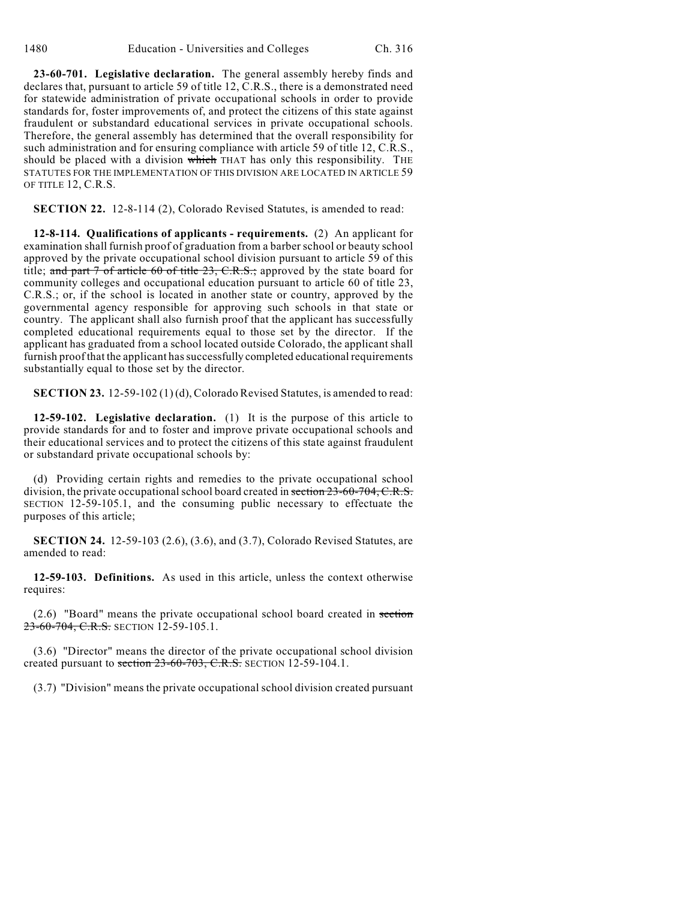**23-60-701. Legislative declaration.** The general assembly hereby finds and declares that, pursuant to article 59 of title 12, C.R.S., there is a demonstrated need for statewide administration of private occupational schools in order to provide standards for, foster improvements of, and protect the citizens of this state against fraudulent or substandard educational services in private occupational schools. Therefore, the general assembly has determined that the overall responsibility for such administration and for ensuring compliance with article 59 of title 12, C.R.S., should be placed with a division ~~which~~ THAT has only this responsibility. THE STATUTES FOR THE IMPLEMENTATION OF THIS DIVISION ARE LOCATED IN ARTICLE 59 OF TITLE 12, C.R.S.

**SECTION 22.** 12-8-114 (2), Colorado Revised Statutes, is amended to read:

**12-8-114. Qualifications of applicants - requirements.** (2) An applicant for examination shall furnish proof of graduation from a barber school or beauty school approved by the private occupational school division pursuant to article 59 of this title; ~~and part 7 of article 60 of title 23, C.R.S.;~~ approved by the state board for community colleges and occupational education pursuant to article 60 of title 23, C.R.S.; or, if the school is located in another state or country, approved by the governmental agency responsible for approving such schools in that state or country. The applicant shall also furnish proof that the applicant has successfully completed educational requirements equal to those set by the director. If the applicant has graduated from a school located outside Colorado, the applicant shall furnish proof that the applicant has successfully completed educational requirements substantially equal to those set by the director.

**SECTION 23.** 12-59-102 (1) (d), Colorado Revised Statutes, is amended to read:

**12-59-102. Legislative declaration.** (1) It is the purpose of this article to provide standards for and to foster and improve private occupational schools and their educational services and to protect the citizens of this state against fraudulent or substandard private occupational schools by:

(d) Providing certain rights and remedies to the private occupational school division, the private occupational school board created in ~~section 23-60-704, C.R.S.~~ SECTION 12-59-105.1, and the consuming public necessary to effectuate the purposes of this article;

**SECTION 24.** 12-59-103 (2.6), (3.6), and (3.7), Colorado Revised Statutes, are amended to read:

**12-59-103. Definitions.** As used in this article, unless the context otherwise requires:

(2.6) "Board" means the private occupational school board created in ~~section 23-60-704, C.R.S.~~ SECTION 12-59-105.1.

(3.6) "Director" means the director of the private occupational school division created pursuant to ~~section 23-60-703, C.R.S.~~ SECTION 12-59-104.1.

(3.7) "Division" means the private occupational school division created pursuant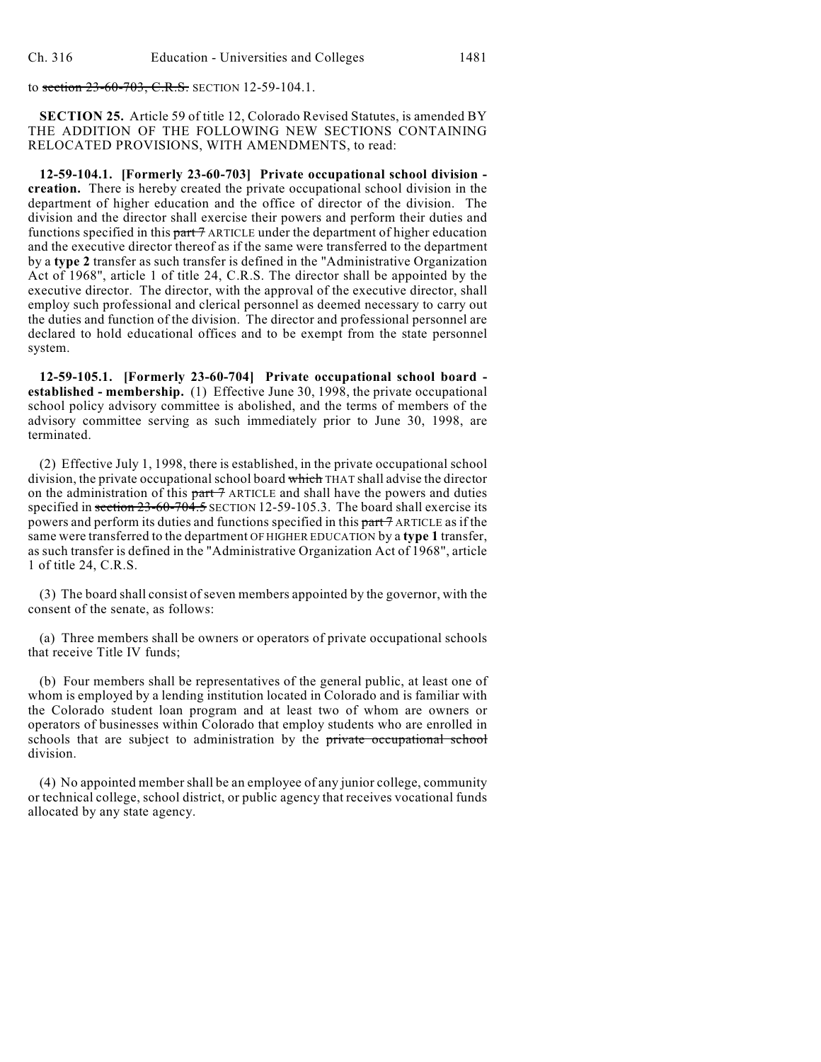to ~~section 23-60-703, C.R.S.~~ SECTION 12-59-104.1.

**SECTION 25.** Article 59 of title 12, Colorado Revised Statutes, is amended BY THE ADDITION OF THE FOLLOWING NEW SECTIONS CONTAINING RELOCATED PROVISIONS, WITH AMENDMENTS, to read:

**12-59-104.1. [Formerly 23-60-703] Private occupational school division - creation.** There is hereby created the private occupational school division in the department of higher education and the office of director of the division. The division and the director shall exercise their powers and perform their duties and functions specified in this ~~part 7~~ ARTICLE under the department of higher education and the executive director thereof as if the same were transferred to the department by a **type 2** transfer as such transfer is defined in the "Administrative Organization Act of 1968", article 1 of title 24, C.R.S. The director shall be appointed by the executive director. The director, with the approval of the executive director, shall employ such professional and clerical personnel as deemed necessary to carry out the duties and function of the division. The director and professional personnel are declared to hold educational offices and to be exempt from the state personnel system.

**12-59-105.1. [Formerly 23-60-704] Private occupational school board - established - membership.** (1) Effective June 30, 1998, the private occupational school policy advisory committee is abolished, and the terms of members of the advisory committee serving as such immediately prior to June 30, 1998, are terminated.

(2) Effective July 1, 1998, there is established, in the private occupational school division, the private occupational school board ~~which~~ THAT shall advise the director on the administration of this ~~part 7~~ ARTICLE and shall have the powers and duties specified in ~~section 23-60-704.5~~ SECTION 12-59-105.3. The board shall exercise its powers and perform its duties and functions specified in this ~~part 7~~ ARTICLE as if the same were transferred to the department OF HIGHER EDUCATION by a **type 1** transfer, as such transfer is defined in the "Administrative Organization Act of 1968", article 1 of title 24, C.R.S.

(3) The board shall consist of seven members appointed by the governor, with the consent of the senate, as follows:

(a) Three members shall be owners or operators of private occupational schools that receive Title IV funds;

(b) Four members shall be representatives of the general public, at least one of whom is employed by a lending institution located in Colorado and is familiar with the Colorado student loan program and at least two of whom are owners or operators of businesses within Colorado that employ students who are enrolled in schools that are subject to administration by the ~~private occupational school~~ division.

(4) No appointed member shall be an employee of any junior college, community or technical college, school district, or public agency that receives vocational funds allocated by any state agency.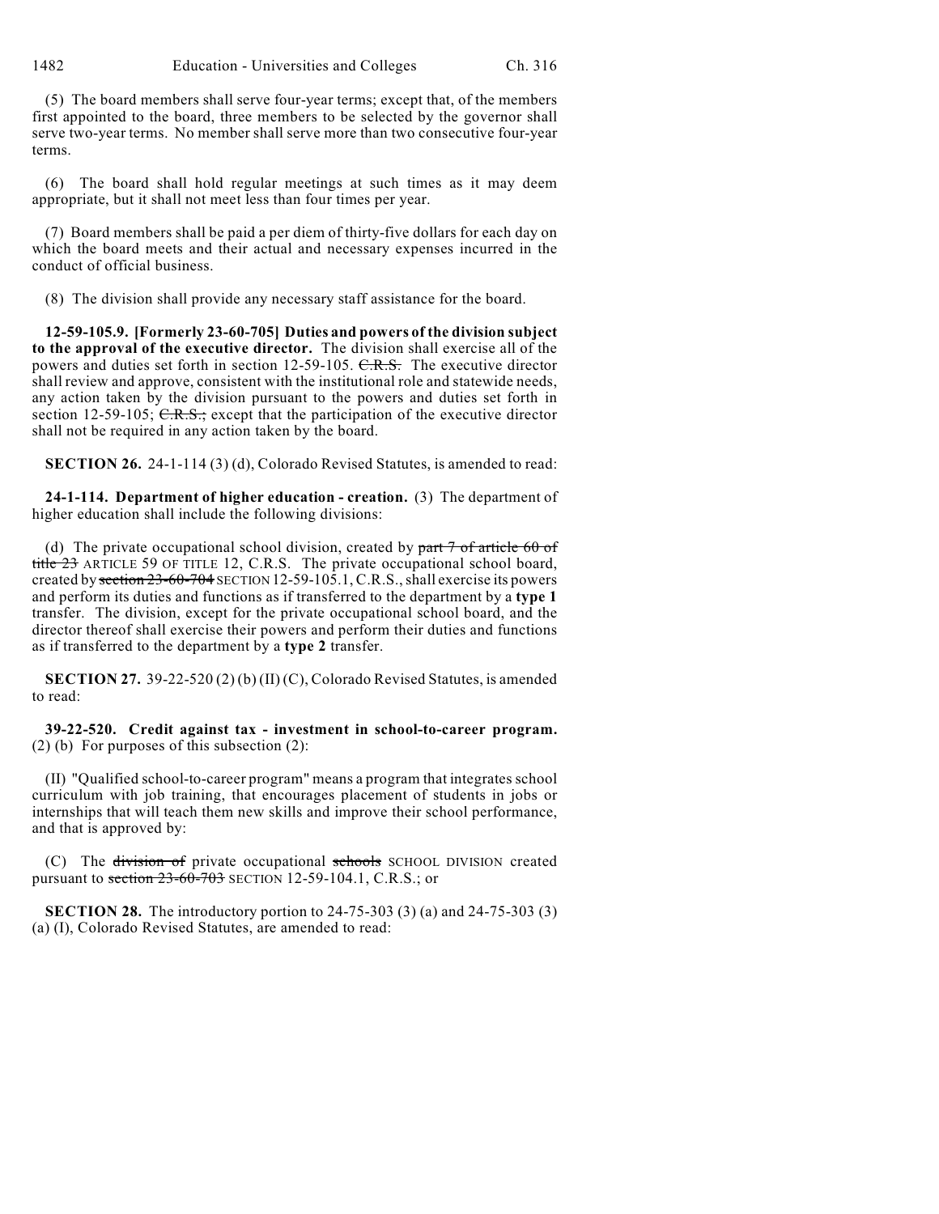(5) The board members shall serve four-year terms; except that, of the members first appointed to the board, three members to be selected by the governor shall serve two-year terms. No member shall serve more than two consecutive four-year terms.

(6) The board shall hold regular meetings at such times as it may deem appropriate, but it shall not meet less than four times per year.

(7) Board members shall be paid a per diem of thirty-five dollars for each day on which the board meets and their actual and necessary expenses incurred in the conduct of official business.

(8) The division shall provide any necessary staff assistance for the board.

**12-59-105.9. [Formerly 23-60-705] Duties and powers of the division subject to the approval of the executive director.** The division shall exercise all of the powers and duties set forth in section 12-59-105. ~~C.R.S.~~ The executive director shall review and approve, consistent with the institutional role and statewide needs, any action taken by the division pursuant to the powers and duties set forth in section 12-59-105; ~~C.R.S.;~~ except that the participation of the executive director shall not be required in any action taken by the board.

**SECTION 26.** 24-1-114 (3) (d), Colorado Revised Statutes, is amended to read:

**24-1-114. Department of higher education - creation.** (3) The department of higher education shall include the following divisions:

(d) The private occupational school division, created by ~~part 7 of article 60 of title 23~~ ARTICLE 59 OF TITLE 12, C.R.S. The private occupational school board, created by ~~section 23-60-704~~ SECTION 12-59-105.1, C.R.S., shall exercise its powers and perform its duties and functions as if transferred to the department by a **type 1** transfer. The division, except for the private occupational school board, and the director thereof shall exercise their powers and perform their duties and functions as if transferred to the department by a **type 2** transfer.

**SECTION 27.** 39-22-520 (2) (b) (II) (C), Colorado Revised Statutes, is amended to read:

**39-22-520. Credit against tax - investment in school-to-career program.** (2) (b) For purposes of this subsection (2):

(II) "Qualified school-to-career program" means a program that integrates school curriculum with job training, that encourages placement of students in jobs or internships that will teach them new skills and improve their school performance, and that is approved by:

(C) The ~~division of~~ private occupational ~~schools~~ SCHOOL DIVISION created pursuant to ~~section 23-60-703~~ SECTION 12-59-104.1, C.R.S.; or

**SECTION 28.** The introductory portion to 24-75-303 (3) (a) and 24-75-303 (3) (a) (I), Colorado Revised Statutes, are amended to read: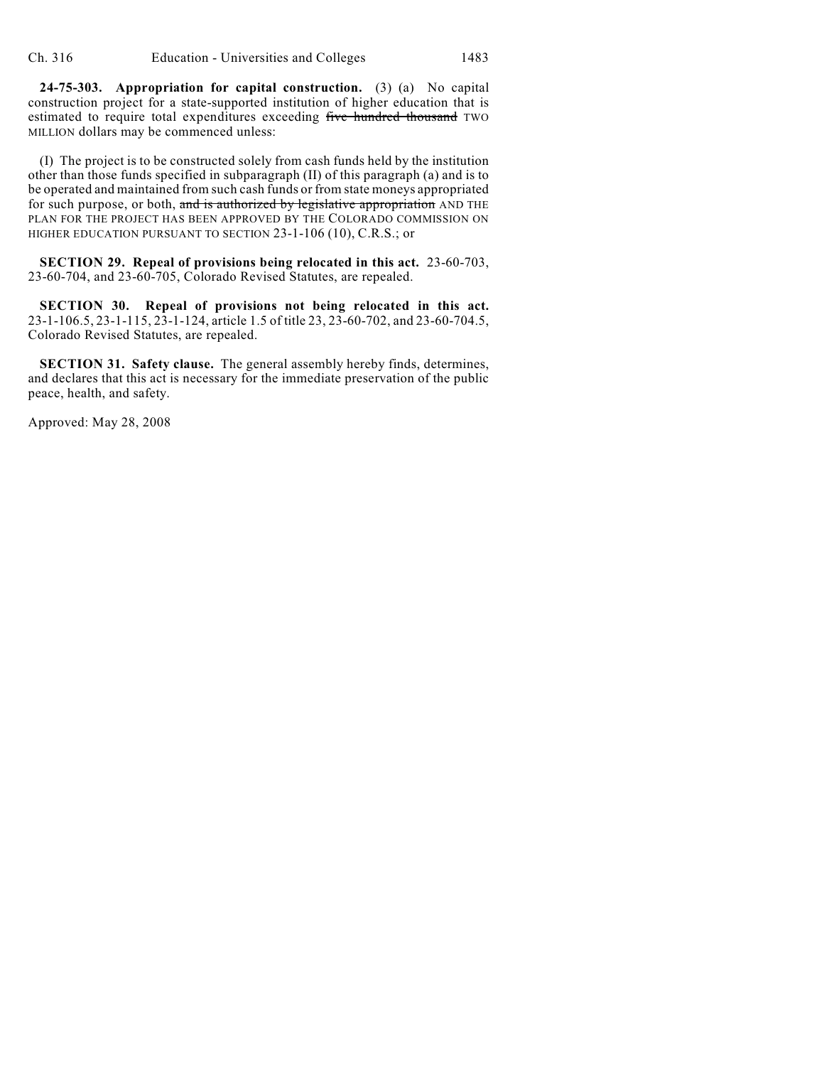**24-75-303. Appropriation for capital construction.** (3) (a) No capital construction project for a state-supported institution of higher education that is estimated to require total expenditures exceeding ~~five hundred thousand~~ TWO MILLION dollars may be commenced unless:

(I) The project is to be constructed solely from cash funds held by the institution other than those funds specified in subparagraph (II) of this paragraph (a) and is to be operated and maintained from such cash funds or from state moneys appropriated for such purpose, or both, ~~and is authorized by legislative appropriation~~ AND THE PLAN FOR THE PROJECT HAS BEEN APPROVED BY THE COLORADO COMMISSION ON HIGHER EDUCATION PURSUANT TO SECTION 23-1-106 (10), C.R.S.; or

**SECTION 29. Repeal of provisions being relocated in this act.** 23-60-703, 23-60-704, and 23-60-705, Colorado Revised Statutes, are repealed.

**SECTION 30. Repeal of provisions not being relocated in this act.** 23-1-106.5, 23-1-115, 23-1-124, article 1.5 of title 23, 23-60-702, and 23-60-704.5, Colorado Revised Statutes, are repealed.

**SECTION 31. Safety clause.** The general assembly hereby finds, determines, and declares that this act is necessary for the immediate preservation of the public peace, health, and safety.

Approved: May 28, 2008